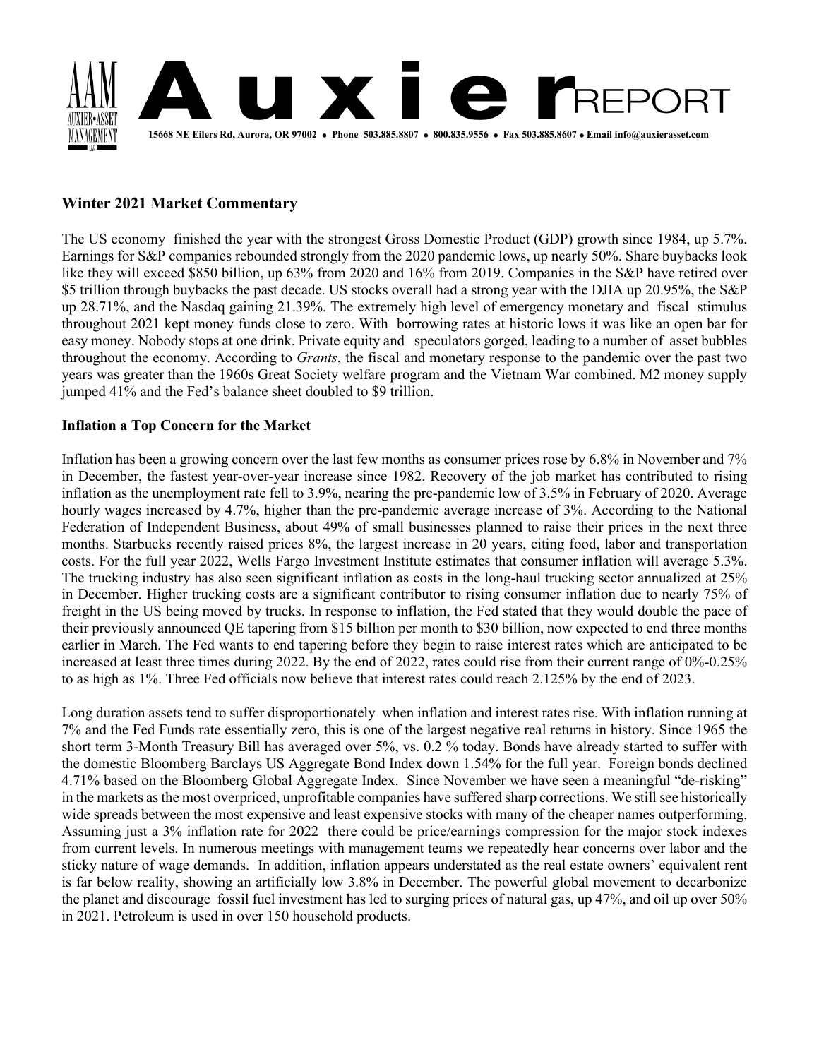# Auxier REPORT

15668 NE Eilers Rd, Aurora, OR 97002 • Phone 503.885.8807 • 800.835.9556 • Fax 503.885.8607 • Email info@auxierasset.com

## Winter 2021 Market Commentary

The US economy finished the year with the strongest Gross Domestic Product (GDP) growth since 1984, up 5.7%. Earnings for S&P companies rebounded strongly from the 2020 pandemic lows, up nearly 50%. Share buybacks look like they will exceed $850 billion, up 63% from 2020 and 16% from 2019. Companies in the S&P have retired over $5 trillion through buybacks the past decade. US stocks overall had a strong year with the DJIA up 20.95%, the S&P up 28.71%, and the Nasdaq gaining 21.39%. The extremely high level of emergency monetary and fiscal stimulus throughout 2021 kept money funds close to zero. With borrowing rates at historic lows it was like an open bar for easy money. Nobody stops at one drink. Private equity and speculators gorged, leading to a number of asset bubbles throughout the economy. According to *Grants*, the fiscal and monetary response to the pandemic over the past two years was greater than the 1960s Great Society welfare program and the Vietnam War combined. M2 money supply jumped 41% and the Fed's balance sheet doubled to $9 trillion.

### Inflation a Top Concern for the Market

Inflation has been a growing concern over the last few months as consumer prices rose by 6.8% in November and 7% in December, the fastest year-over-year increase since 1982. Recovery of the job market has contributed to rising inflation as the unemployment rate fell to 3.9%, nearing the pre-pandemic low of 3.5% in February of 2020. Average hourly wages increased by 4.7%, higher than the pre-pandemic average increase of 3%. According to the National Federation of Independent Business, about 49% of small businesses planned to raise their prices in the next three months. Starbucks recently raised prices 8%, the largest increase in 20 years, citing food, labor and transportation costs. For the full year 2022, Wells Fargo Investment Institute estimates that consumer inflation will average 5.3%. The trucking industry has also seen significant inflation as costs in the long-haul trucking sector annualized at 25% in December. Higher trucking costs are a significant contributor to rising consumer inflation due to nearly 75% of freight in the US being moved by trucks. In response to inflation, the Fed stated that they would double the pace of their previously announced QE tapering from $15 billion per month to $30 billion, now expected to end three months earlier in March. The Fed wants to end tapering before they begin to raise interest rates which are anticipated to be increased at least three times during 2022. By the end of 2022, rates could rise from their current range of 0%-0.25% to as high as 1%. Three Fed officials now believe that interest rates could reach 2.125% by the end of 2023.

Long duration assets tend to suffer disproportionately when inflation and interest rates rise. With inflation running at 7% and the Fed Funds rate essentially zero, this is one of the largest negative real returns in history. Since 1965 the short term 3-Month Treasury Bill has averaged over 5%, vs. 0.2 % today. Bonds have already started to suffer with the domestic Bloomberg Barclays US Aggregate Bond Index down 1.54% for the full year. Foreign bonds declined 4.71% based on the Bloomberg Global Aggregate Index. Since November we have seen a meaningful "de-risking" in the markets as the most overpriced, unprofitable companies have suffered sharp corrections. We still see historically wide spreads between the most expensive and least expensive stocks with many of the cheaper names outperforming. Assuming just a 3% inflation rate for 2022 there could be price/earnings compression for the major stock indexes from current levels. In numerous meetings with management teams we repeatedly hear concerns over labor and the sticky nature of wage demands. In addition, inflation appears understated as the real estate owners' equivalent rent is far below reality, showing an artificially low 3.8% in December. The powerful global movement to decarbonize the planet and discourage fossil fuel investment has led to surging prices of natural gas, up 47%, and oil up over 50% in 2021. Petroleum is used in over 150 household products.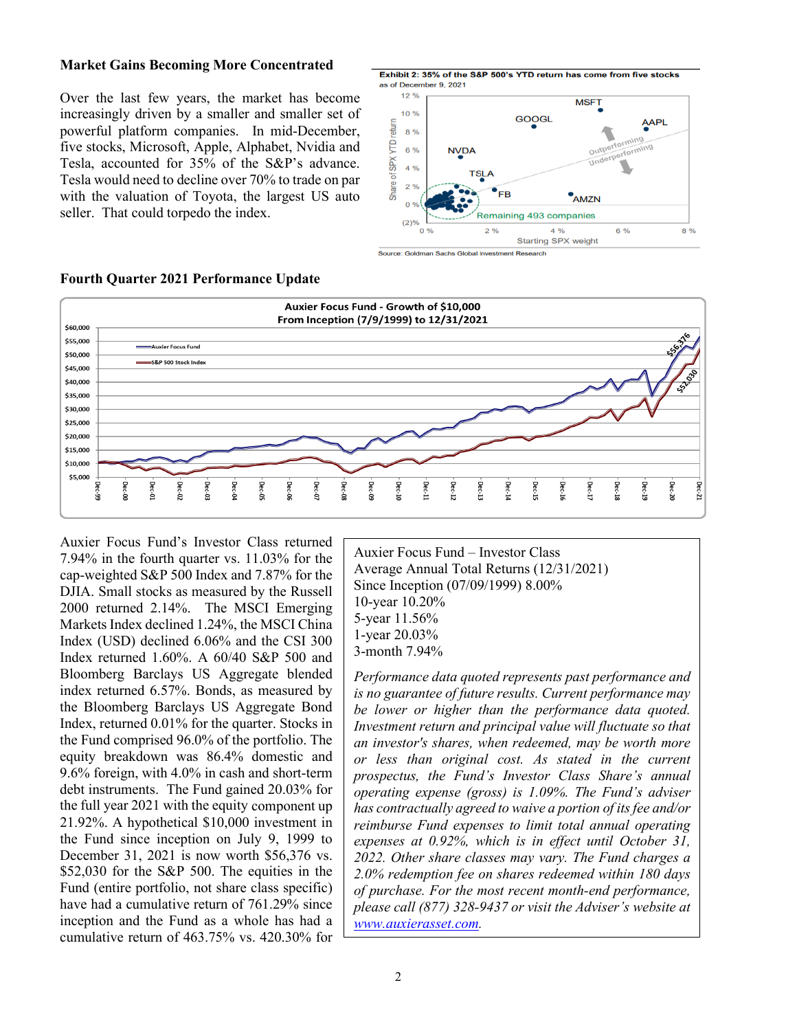### Market Gains Becoming More Concentrated

Over the last few years, the market has become increasingly driven by a smaller and smaller set of powerful platform companies. In mid-December, five stocks, Microsoft, Apple, Alphabet, Nvidia and Tesla, accounted for 35% of the S&P's advance. Tesla would need to decline over 70% to trade on par with the valuation of Toyota, the largest US auto seller. That could torpedo the index.

**Exhibit 2: 35% of the S&P 500's YTD return has come from five stocks**
as of December 9, 2021

Source: Goldman Sachs Global Investment Research

### Fourth Quarter 2021 Performance Update

**Auxier Focus Fund - Growth of $10,000**
**From Inception (7/9/1999) to 12/31/2021**

Auxier Focus Fund's Investor Class returned 7.94% in the fourth quarter vs. 11.03% for the cap-weighted S&P 500 Index and 7.87% for the DJIA. Small stocks as measured by the Russell 2000 returned 2.14%. The MSCI Emerging Markets Index declined 1.24%, the MSCI China Index (USD) declined 6.06% and the CSI 300 Index returned 1.60%. A 60/40 S&P 500 and Bloomberg Barclays US Aggregate blended index returned 6.57%. Bonds, as measured by the Bloomberg Barclays US Aggregate Bond Index, returned 0.01% for the quarter. Stocks in the Fund comprised 96.0% of the portfolio. The equity breakdown was 86.4% domestic and 9.6% foreign, with 4.0% in cash and short-term debt instruments. The Fund gained 20.03% for the full year 2021 with the equity component up 21.92%. A hypothetical $10,000 investment in the Fund since inception on July 9, 1999 to December 31, 2021 is now worth $56,376 vs. $52,030 for the S&P 500. The equities in the Fund (entire portfolio, not share class specific) have had a cumulative return of 761.29% since inception and the Fund as a whole has had a cumulative return of 463.75% vs. 420.30% for

> Auxier Focus Fund – Investor Class
> Average Annual Total Returns (12/31/2021)
> Since Inception (07/09/1999) 8.00%
> 10-year 10.20%
> 5-year 11.56%
> 1-year 20.03%
> 3-month 7.94%
>
> *Performance data quoted represents past performance and is no guarantee of future results. Current performance may be lower or higher than the performance data quoted. Investment return and principal value will fluctuate so that an investor's shares, when redeemed, may be worth more or less than original cost. As stated in the current prospectus, the Fund's Investor Class Share's annual operating expense (gross) is 1.09%. The Fund's adviser has contractually agreed to waive a portion of its fee and/or reimburse Fund expenses to limit total annual operating expenses at 0.92%, which is in effect until October 31, 2022. Other share classes may vary. The Fund charges a 2.0% redemption fee on shares redeemed within 180 days of purchase. For the most recent month-end performance, please call (877) 328-9437 or visit the Adviser's website at* [www.auxierasset.com](http://www.auxierasset.com).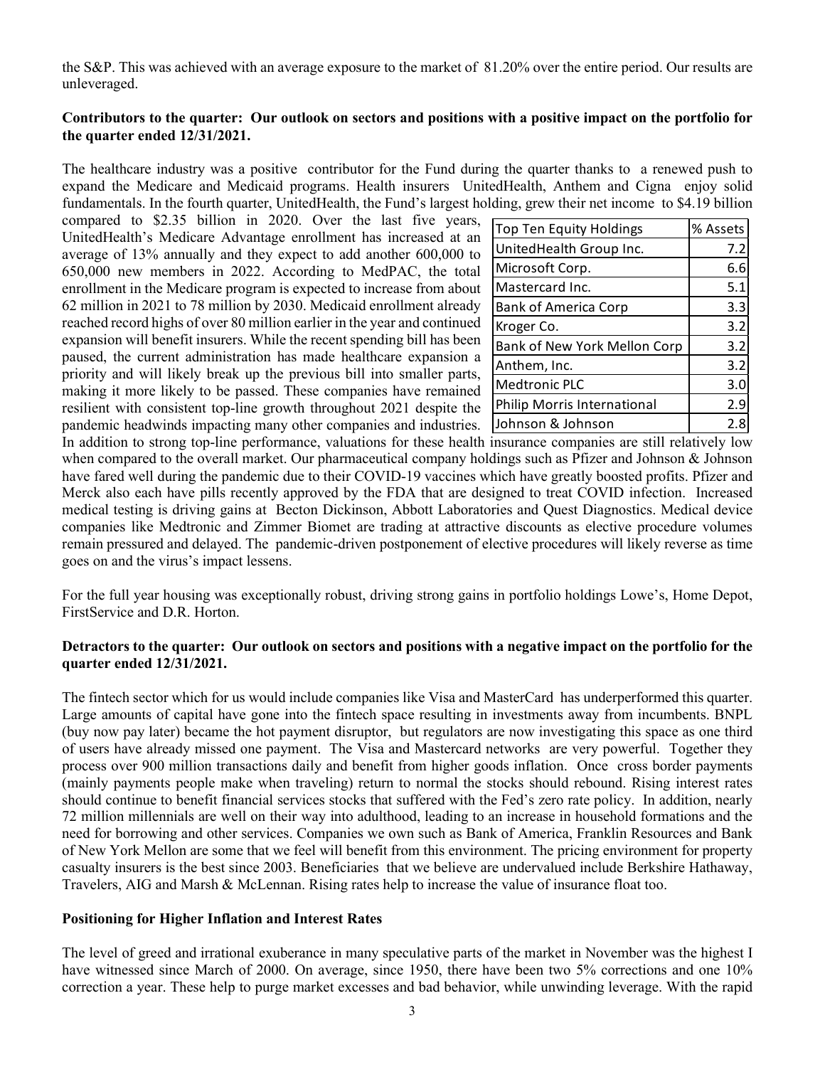the S&P. This was achieved with an average exposure to the market of 81.20% over the entire period. Our results are unleveraged.

**Contributors to the quarter: Our outlook on sectors and positions with a positive impact on the portfolio for the quarter ended 12/31/2021.**

The healthcare industry was a positive contributor for the Fund during the quarter thanks to a renewed push to expand the Medicare and Medicaid programs. Health insurers UnitedHealth, Anthem and Cigna enjoy solid fundamentals. In the fourth quarter, UnitedHealth, the Fund's largest holding, grew their net income to $4.19 billion compared to $2.35 billion in 2020. Over the last five years, UnitedHealth's Medicare Advantage enrollment has increased at an average of 13% annually and they expect to add another 600,000 to 650,000 new members in 2022. According to MedPAC, the total enrollment in the Medicare program is expected to increase from about 62 million in 2021 to 78 million by 2030. Medicaid enrollment already reached record highs of over 80 million earlier in the year and continued expansion will benefit insurers. While the recent spending bill has been paused, the current administration has made healthcare expansion a priority and will likely break up the previous bill into smaller parts, making it more likely to be passed. These companies have remained resilient with consistent top-line growth throughout 2021 despite the pandemic headwinds impacting many other companies and industries. In addition to strong top-line performance, valuations for these health insurance companies are still relatively low when compared to the overall market. Our pharmaceutical company holdings such as Pfizer and Johnson & Johnson have fared well during the pandemic due to their COVID-19 vaccines which have greatly boosted profits. Pfizer and Merck also each have pills recently approved by the FDA that are designed to treat COVID infection. Increased medical testing is driving gains at Becton Dickinson, Abbott Laboratories and Quest Diagnostics. Medical device companies like Medtronic and Zimmer Biomet are trading at attractive discounts as elective procedure volumes remain pressured and delayed. The pandemic-driven postponement of elective procedures will likely reverse as time goes on and the virus's impact lessens.

| Top Ten Equity Holdings | % Assets |
|---|---|
| UnitedHealth Group Inc. | 7.2 |
| Microsoft Corp. | 6.6 |
| Mastercard Inc. | 5.1 |
| Bank of America Corp | 3.3 |
| Kroger Co. | 3.2 |
| Bank of New York Mellon Corp | 3.2 |
| Anthem, Inc. | 3.2 |
| Medtronic PLC | 3.0 |
| Philip Morris International | 2.9 |
| Johnson & Johnson | 2.8 |

For the full year housing was exceptionally robust, driving strong gains in portfolio holdings Lowe's, Home Depot, FirstService and D.R. Horton.

**Detractors to the quarter: Our outlook on sectors and positions with a negative impact on the portfolio for the quarter ended 12/31/2021.**

The fintech sector which for us would include companies like Visa and MasterCard has underperformed this quarter. Large amounts of capital have gone into the fintech space resulting in investments away from incumbents. BNPL (buy now pay later) became the hot payment disruptor, but regulators are now investigating this space as one third of users have already missed one payment. The Visa and Mastercard networks are very powerful. Together they process over 900 million transactions daily and benefit from higher goods inflation. Once cross border payments (mainly payments people make when traveling) return to normal the stocks should rebound. Rising interest rates should continue to benefit financial services stocks that suffered with the Fed's zero rate policy. In addition, nearly 72 million millennials are well on their way into adulthood, leading to an increase in household formations and the need for borrowing and other services. Companies we own such as Bank of America, Franklin Resources and Bank of New York Mellon are some that we feel will benefit from this environment. The pricing environment for property casualty insurers is the best since 2003. Beneficiaries that we believe are undervalued include Berkshire Hathaway, Travelers, AIG and Marsh & McLennan. Rising rates help to increase the value of insurance float too.

**Positioning for Higher Inflation and Interest Rates**

The level of greed and irrational exuberance in many speculative parts of the market in November was the highest I have witnessed since March of 2000. On average, since 1950, there have been two 5% corrections and one 10% correction a year. These help to purge market excesses and bad behavior, while unwinding leverage. With the rapid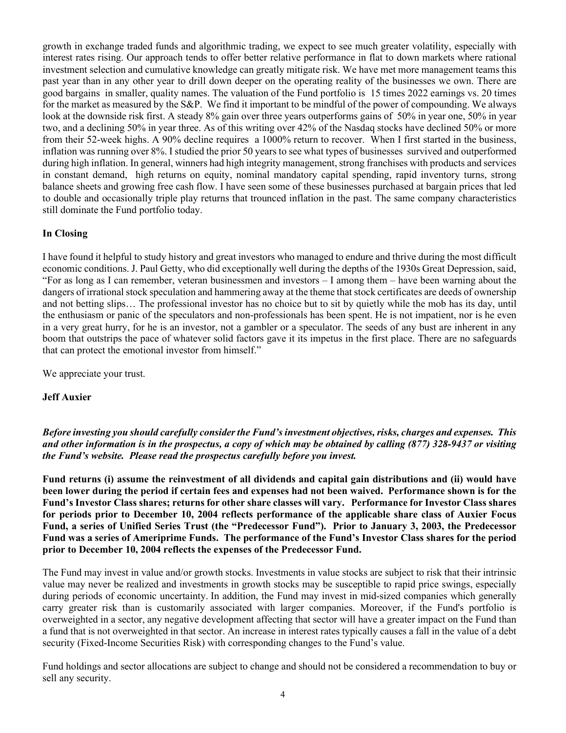growth in exchange traded funds and algorithmic trading, we expect to see much greater volatility, especially with interest rates rising. Our approach tends to offer better relative performance in flat to down markets where rational investment selection and cumulative knowledge can greatly mitigate risk. We have met more management teams this past year than in any other year to drill down deeper on the operating reality of the businesses we own. There are good bargains in smaller, quality names. The valuation of the Fund portfolio is 15 times 2022 earnings vs. 20 times for the market as measured by the S&P. We find it important to be mindful of the power of compounding. We always look at the downside risk first. A steady 8% gain over three years outperforms gains of 50% in year one, 50% in year two, and a declining 50% in year three. As of this writing over 42% of the Nasdaq stocks have declined 50% or more from their 52-week highs. A 90% decline requires a 1000% return to recover. When I first started in the business, inflation was running over 8%. I studied the prior 50 years to see what types of businesses survived and outperformed during high inflation. In general, winners had high integrity management, strong franchises with products and services in constant demand, high returns on equity, nominal mandatory capital spending, rapid inventory turns, strong balance sheets and growing free cash flow. I have seen some of these businesses purchased at bargain prices that led to double and occasionally triple play returns that trounced inflation in the past. The same company characteristics still dominate the Fund portfolio today.

**In Closing**

I have found it helpful to study history and great investors who managed to endure and thrive during the most difficult economic conditions. J. Paul Getty, who did exceptionally well during the depths of the 1930s Great Depression, said, "For as long as I can remember, veteran businessmen and investors – I among them – have been warning about the dangers of irrational stock speculation and hammering away at the theme that stock certificates are deeds of ownership and not betting slips… The professional investor has no choice but to sit by quietly while the mob has its day, until the enthusiasm or panic of the speculators and non-professionals has been spent. He is not impatient, nor is he even in a very great hurry, for he is an investor, not a gambler or a speculator. The seeds of any bust are inherent in any boom that outstrips the pace of whatever solid factors gave it its impetus in the first place. There are no safeguards that can protect the emotional investor from himself."

We appreciate your trust.

**Jeff Auxier**

***Before investing you should carefully consider the Fund's investment objectives, risks, charges and expenses. This and other information is in the prospectus, a copy of which may be obtained by calling (877) 328-9437 or visiting the Fund's website. Please read the prospectus carefully before you invest.***

**Fund returns (i) assume the reinvestment of all dividends and capital gain distributions and (ii) would have been lower during the period if certain fees and expenses had not been waived. Performance shown is for the Fund's Investor Class shares; returns for other share classes will vary. Performance for Investor Class shares for periods prior to December 10, 2004 reflects performance of the applicable share class of Auxier Focus Fund, a series of Unified Series Trust (the "Predecessor Fund"). Prior to January 3, 2003, the Predecessor Fund was a series of Ameriprime Funds. The performance of the Fund's Investor Class shares for the period prior to December 10, 2004 reflects the expenses of the Predecessor Fund.**

The Fund may invest in value and/or growth stocks. Investments in value stocks are subject to risk that their intrinsic value may never be realized and investments in growth stocks may be susceptible to rapid price swings, especially during periods of economic uncertainty. In addition, the Fund may invest in mid-sized companies which generally carry greater risk than is customarily associated with larger companies. Moreover, if the Fund's portfolio is overweighted in a sector, any negative development affecting that sector will have a greater impact on the Fund than a fund that is not overweighted in that sector. An increase in interest rates typically causes a fall in the value of a debt security (Fixed-Income Securities Risk) with corresponding changes to the Fund's value.

Fund holdings and sector allocations are subject to change and should not be considered a recommendation to buy or sell any security.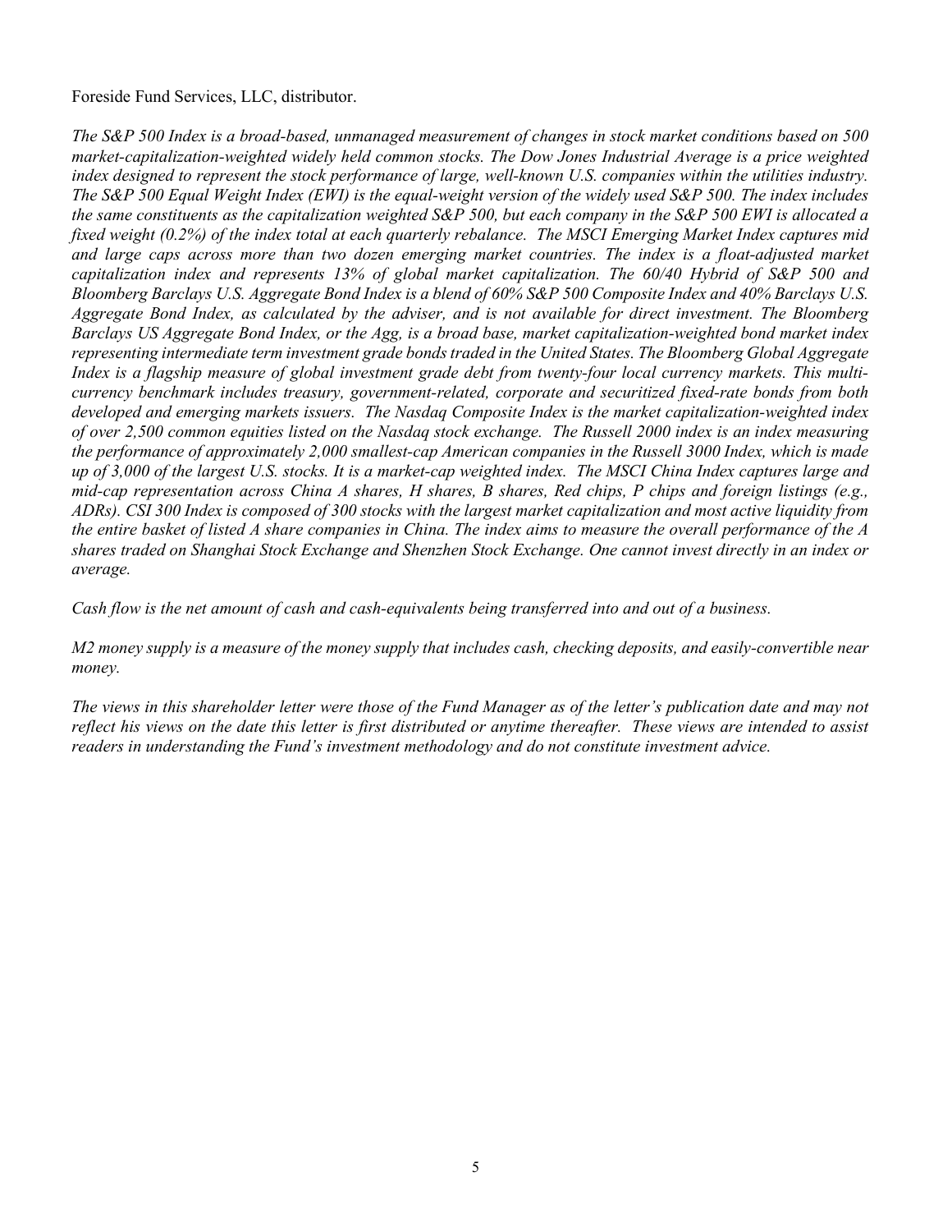Foreside Fund Services, LLC, distributor.

*The S&P 500 Index is a broad-based, unmanaged measurement of changes in stock market conditions based on 500 market-capitalization-weighted widely held common stocks. The Dow Jones Industrial Average is a price weighted index designed to represent the stock performance of large, well-known U.S. companies within the utilities industry. The S&P 500 Equal Weight Index (EWI) is the equal-weight version of the widely used S&P 500. The index includes the same constituents as the capitalization weighted S&P 500, but each company in the S&P 500 EWI is allocated a fixed weight (0.2%) of the index total at each quarterly rebalance. The MSCI Emerging Market Index captures mid and large caps across more than two dozen emerging market countries. The index is a float-adjusted market capitalization index and represents 13% of global market capitalization. The 60/40 Hybrid of S&P 500 and Bloomberg Barclays U.S. Aggregate Bond Index is a blend of 60% S&P 500 Composite Index and 40% Barclays U.S. Aggregate Bond Index, as calculated by the adviser, and is not available for direct investment. The Bloomberg Barclays US Aggregate Bond Index, or the Agg, is a broad base, market capitalization-weighted bond market index representing intermediate term investment grade bonds traded in the United States. The Bloomberg Global Aggregate Index is a flagship measure of global investment grade debt from twenty-four local currency markets. This multi-currency benchmark includes treasury, government-related, corporate and securitized fixed-rate bonds from both developed and emerging markets issuers. The Nasdaq Composite Index is the market capitalization-weighted index of over 2,500 common equities listed on the Nasdaq stock exchange. The Russell 2000 index is an index measuring the performance of approximately 2,000 smallest-cap American companies in the Russell 3000 Index, which is made up of 3,000 of the largest U.S. stocks. It is a market-cap weighted index. The MSCI China Index captures large and mid-cap representation across China A shares, H shares, B shares, Red chips, P chips and foreign listings (e.g., ADRs). CSI 300 Index is composed of 300 stocks with the largest market capitalization and most active liquidity from the entire basket of listed A share companies in China. The index aims to measure the overall performance of the A shares traded on Shanghai Stock Exchange and Shenzhen Stock Exchange. One cannot invest directly in an index or average.*

*Cash flow is the net amount of cash and cash-equivalents being transferred into and out of a business.*

*M2 money supply is a measure of the money supply that includes cash, checking deposits, and easily-convertible near money.*

*The views in this shareholder letter were those of the Fund Manager as of the letter's publication date and may not reflect his views on the date this letter is first distributed or anytime thereafter. These views are intended to assist readers in understanding the Fund's investment methodology and do not constitute investment advice.*